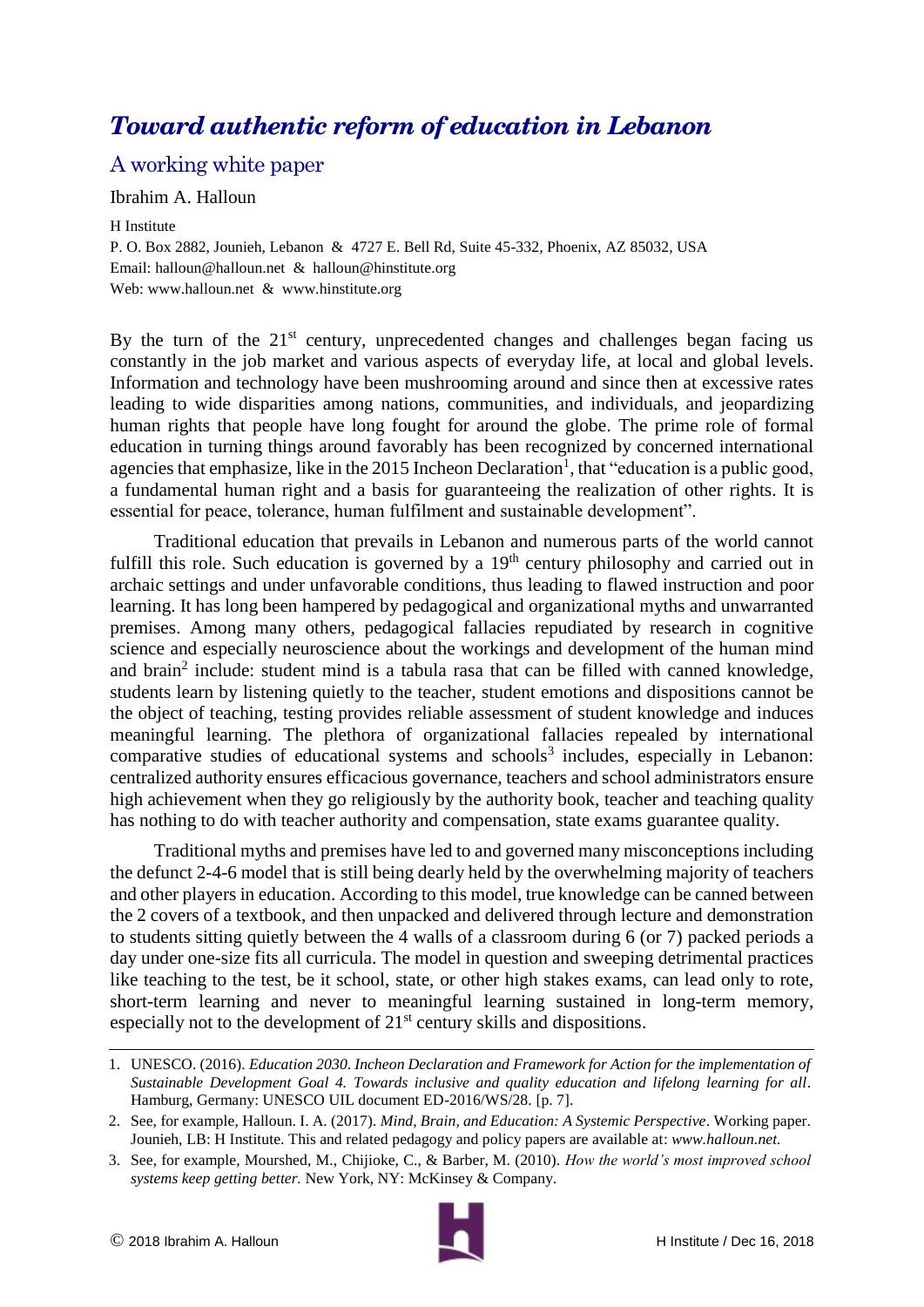# *Toward authentic reform of education in Lebanon*

## A working white paper

Ibrahim A. Halloun

H Institute
P. O. Box 2882, Jounieh, Lebanon & 4727 E. Bell Rd, Suite 45-332, Phoenix, AZ 85032, USA
Email: halloun@halloun.net & halloun@hinstitute.org
Web: www.halloun.net & www.hinstitute.org

By the turn of the 21st century, unprecedented changes and challenges began facing us constantly in the job market and various aspects of everyday life, at local and global levels. Information and technology have been mushrooming around and since then at excessive rates leading to wide disparities among nations, communities, and individuals, and jeopardizing human rights that people have long fought for around the globe. The prime role of formal education in turning things around favorably has been recognized by concerned international agencies that emphasize, like in the 2015 Incheon Declaration[1], that "education is a public good, a fundamental human right and a basis for guaranteeing the realization of other rights. It is essential for peace, tolerance, human fulfilment and sustainable development".

Traditional education that prevails in Lebanon and numerous parts of the world cannot fulfill this role. Such education is governed by a 19th century philosophy and carried out in archaic settings and under unfavorable conditions, thus leading to flawed instruction and poor learning. It has long been hampered by pedagogical and organizational myths and unwarranted premises. Among many others, pedagogical fallacies repudiated by research in cognitive science and especially neuroscience about the workings and development of the human mind and brain[2] include: student mind is a tabula rasa that can be filled with canned knowledge, students learn by listening quietly to the teacher, student emotions and dispositions cannot be the object of teaching, testing provides reliable assessment of student knowledge and induces meaningful learning. The plethora of organizational fallacies repealed by international comparative studies of educational systems and schools[3] includes, especially in Lebanon: centralized authority ensures efficacious governance, teachers and school administrators ensure high achievement when they go religiously by the authority book, teacher and teaching quality has nothing to do with teacher authority and compensation, state exams guarantee quality.

Traditional myths and premises have led to and governed many misconceptions including the defunct 2-4-6 model that is still being dearly held by the overwhelming majority of teachers and other players in education. According to this model, true knowledge can be canned between the 2 covers of a textbook, and then unpacked and delivered through lecture and demonstration to students sitting quietly between the 4 walls of a classroom during 6 (or 7) packed periods a day under one-size fits all curricula. The model in question and sweeping detrimental practices like teaching to the test, be it school, state, or other high stakes exams, can lead only to rote, short-term learning and never to meaningful learning sustained in long-term memory, especially not to the development of 21st century skills and dispositions.

---

1. UNESCO. (2016). *Education 2030. Incheon Declaration and Framework for Action for the implementation of Sustainable Development Goal 4. Towards inclusive and quality education and lifelong learning for all*. Hamburg, Germany: UNESCO UIL document ED-2016/WS/28. [p. 7].
2. See, for example, Halloun. I. A. (2017). *Mind, Brain, and Education: A Systemic Perspective*. Working paper. Jounieh, LB: H Institute. This and related pedagogy and policy papers are available at: *www.halloun.net.*
3. See, for example, Mourshed, M., Chijioke, C., & Barber, M. (2010). *How the world's most improved school systems keep getting better.* New York, NY: McKinsey & Company.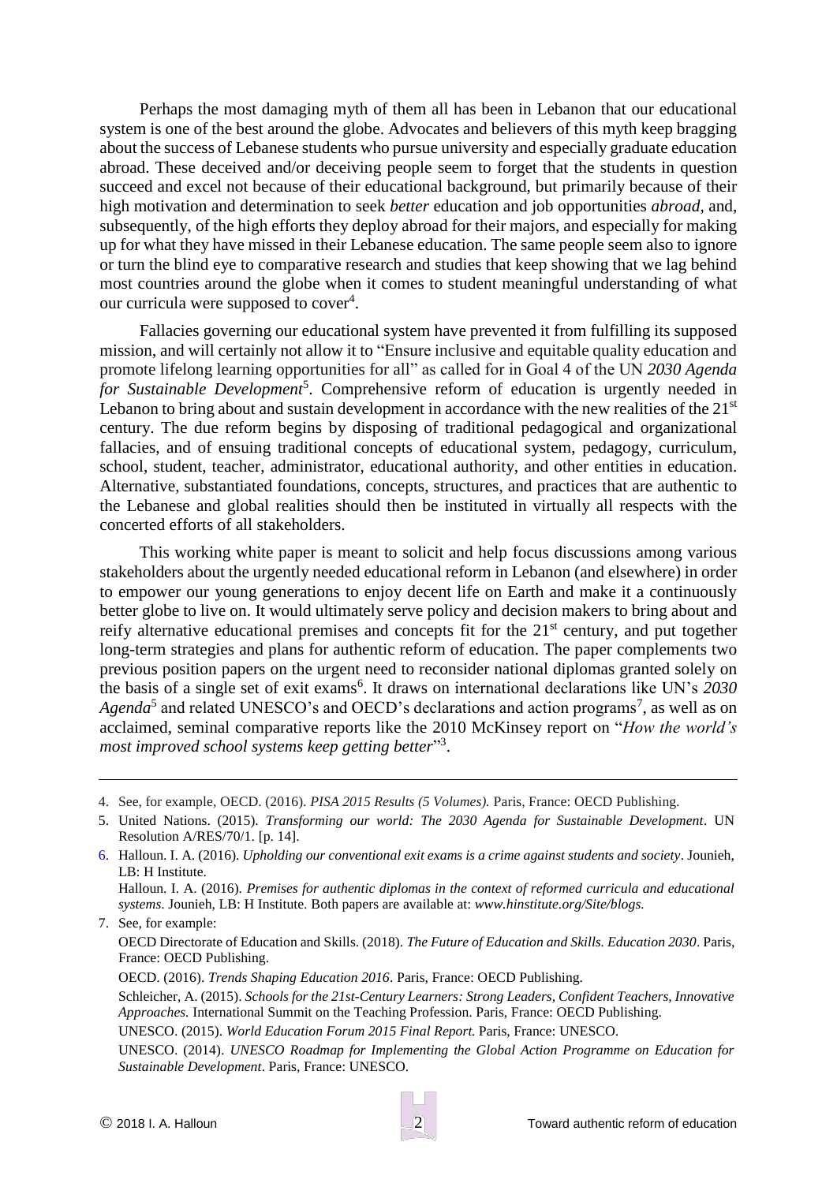Perhaps the most damaging myth of them all has been in Lebanon that our educational system is one of the best around the globe. Advocates and believers of this myth keep bragging about the success of Lebanese students who pursue university and especially graduate education abroad. These deceived and/or deceiving people seem to forget that the students in question succeed and excel not because of their educational background, but primarily because of their high motivation and determination to seek *better* education and job opportunities *abroad*, and, subsequently, of the high efforts they deploy abroad for their majors, and especially for making up for what they have missed in their Lebanese education. The same people seem also to ignore or turn the blind eye to comparative research and studies that keep showing that we lag behind most countries around the globe when it comes to student meaningful understanding of what our curricula were supposed to cover[4].

Fallacies governing our educational system have prevented it from fulfilling its supposed mission, and will certainly not allow it to "Ensure inclusive and equitable quality education and promote lifelong learning opportunities for all" as called for in Goal 4 of the UN *2030 Agenda for Sustainable Development*[5]. Comprehensive reform of education is urgently needed in Lebanon to bring about and sustain development in accordance with the new realities of the 21st century. The due reform begins by disposing of traditional pedagogical and organizational fallacies, and of ensuing traditional concepts of educational system, pedagogy, curriculum, school, student, teacher, administrator, educational authority, and other entities in education. Alternative, substantiated foundations, concepts, structures, and practices that are authentic to the Lebanese and global realities should then be instituted in virtually all respects with the concerted efforts of all stakeholders.

This working white paper is meant to solicit and help focus discussions among various stakeholders about the urgently needed educational reform in Lebanon (and elsewhere) in order to empower our young generations to enjoy decent life on Earth and make it a continuously better globe to live on. It would ultimately serve policy and decision makers to bring about and reify alternative educational premises and concepts fit for the 21st century, and put together long-term strategies and plans for authentic reform of education. The paper complements two previous position papers on the urgent need to reconsider national diplomas granted solely on the basis of a single set of exit exams[6]. It draws on international declarations like UN's *2030 Agenda*[5] and related UNESCO's and OECD's declarations and action programs[7], as well as on acclaimed, seminal comparative reports like the 2010 McKinsey report on "*How the world's most improved school systems keep getting better*"[3].

---

4. See, for example, OECD. (2016). *PISA 2015 Results (5 Volumes).* Paris, France: OECD Publishing.
5. United Nations. (2015). *Transforming our world: The 2030 Agenda for Sustainable Development*. UN Resolution A/RES/70/1. [p. 14].
6. Halloun. I. A. (2016). *Upholding our conventional exit exams is a crime against students and society*. Jounieh, LB: H Institute.
   Halloun. I. A. (2016). *Premises for authentic diplomas in the context of reformed curricula and educational systems*. Jounieh, LB: H Institute. Both papers are available at: *www.hinstitute.org/Site/blogs.*
7. See, for example:
   OECD Directorate of Education and Skills. (2018). *The Future of Education and Skills. Education 2030*. Paris, France: OECD Publishing.
   OECD. (2016). *Trends Shaping Education 2016*. Paris, France: OECD Publishing.
   Schleicher, A. (2015). *Schools for the 21st-Century Learners: Strong Leaders, Confident Teachers, Innovative Approaches.* International Summit on the Teaching Profession. Paris, France: OECD Publishing.
   UNESCO. (2015). *World Education Forum 2015 Final Report.* Paris, France: UNESCO.
   UNESCO. (2014). *UNESCO Roadmap for Implementing the Global Action Programme on Education for Sustainable Development*. Paris, France: UNESCO.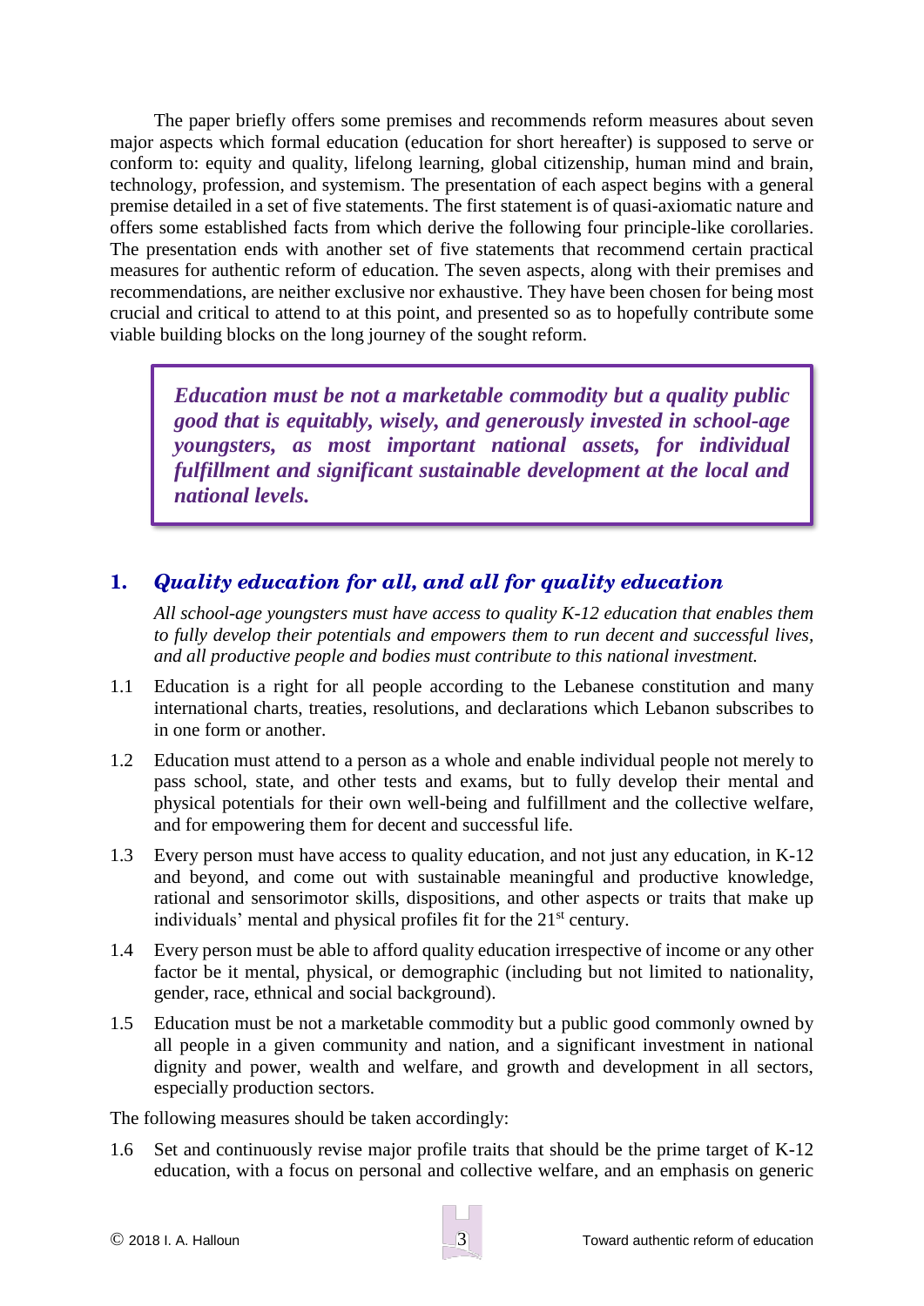The paper briefly offers some premises and recommends reform measures about seven major aspects which formal education (education for short hereafter) is supposed to serve or conform to: equity and quality, lifelong learning, global citizenship, human mind and brain, technology, profession, and systemism. The presentation of each aspect begins with a general premise detailed in a set of five statements. The first statement is of quasi-axiomatic nature and offers some established facts from which derive the following four principle-like corollaries. The presentation ends with another set of five statements that recommend certain practical measures for authentic reform of education. The seven aspects, along with their premises and recommendations, are neither exclusive nor exhaustive. They have been chosen for being most crucial and critical to attend to at this point, and presented so as to hopefully contribute some viable building blocks on the long journey of the sought reform.

> ***Education must be not a marketable commodity but a quality public good that is equitably, wisely, and generously invested in school-age youngsters, as most important national assets, for individual fulfillment and significant sustainable development at the local and national levels.***

## 1. *Quality education for all, and all for quality education*

*All school-age youngsters must have access to quality K-12 education that enables them to fully develop their potentials and empowers them to run decent and successful lives, and all productive people and bodies must contribute to this national investment.*

1.1 Education is a right for all people according to the Lebanese constitution and many international charts, treaties, resolutions, and declarations which Lebanon subscribes to in one form or another.

1.2 Education must attend to a person as a whole and enable individual people not merely to pass school, state, and other tests and exams, but to fully develop their mental and physical potentials for their own well-being and fulfillment and the collective welfare, and for empowering them for decent and successful life.

1.3 Every person must have access to quality education, and not just any education, in K-12 and beyond, and come out with sustainable meaningful and productive knowledge, rational and sensorimotor skills, dispositions, and other aspects or traits that make up individuals' mental and physical profiles fit for the 21st century.

1.4 Every person must be able to afford quality education irrespective of income or any other factor be it mental, physical, or demographic (including but not limited to nationality, gender, race, ethnical and social background).

1.5 Education must be not a marketable commodity but a public good commonly owned by all people in a given community and nation, and a significant investment in national dignity and power, wealth and welfare, and growth and development in all sectors, especially production sectors.

The following measures should be taken accordingly:

1.6 Set and continuously revise major profile traits that should be the prime target of K-12 education, with a focus on personal and collective welfare, and an emphasis on generic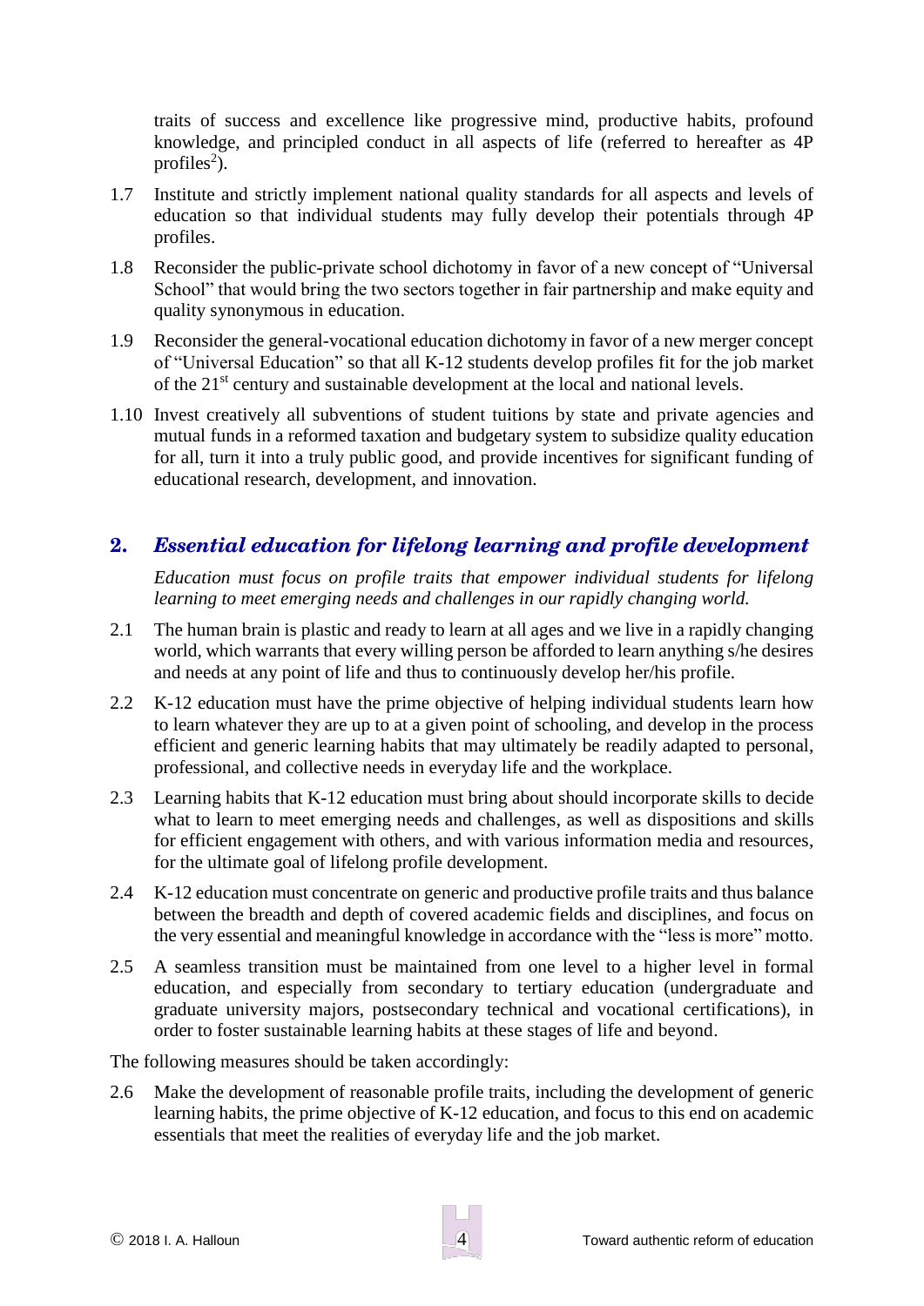traits of success and excellence like progressive mind, productive habits, profound knowledge, and principled conduct in all aspects of life (referred to hereafter as 4P profiles[2]).

1.7 Institute and strictly implement national quality standards for all aspects and levels of education so that individual students may fully develop their potentials through 4P profiles.

1.8 Reconsider the public-private school dichotomy in favor of a new concept of "Universal School" that would bring the two sectors together in fair partnership and make equity and quality synonymous in education.

1.9 Reconsider the general-vocational education dichotomy in favor of a new merger concept of "Universal Education" so that all K-12 students develop profiles fit for the job market of the 21st century and sustainable development at the local and national levels.

1.10 Invest creatively all subventions of student tuitions by state and private agencies and mutual funds in a reformed taxation and budgetary system to subsidize quality education for all, turn it into a truly public good, and provide incentives for significant funding of educational research, development, and innovation.

## 2. *Essential education for lifelong learning and profile development*

*Education must focus on profile traits that empower individual students for lifelong learning to meet emerging needs and challenges in our rapidly changing world.*

2.1 The human brain is plastic and ready to learn at all ages and we live in a rapidly changing world, which warrants that every willing person be afforded to learn anything s/he desires and needs at any point of life and thus to continuously develop her/his profile.

2.2 K-12 education must have the prime objective of helping individual students learn how to learn whatever they are up to at a given point of schooling, and develop in the process efficient and generic learning habits that may ultimately be readily adapted to personal, professional, and collective needs in everyday life and the workplace.

2.3 Learning habits that K-12 education must bring about should incorporate skills to decide what to learn to meet emerging needs and challenges, as well as dispositions and skills for efficient engagement with others, and with various information media and resources, for the ultimate goal of lifelong profile development.

2.4 K-12 education must concentrate on generic and productive profile traits and thus balance between the breadth and depth of covered academic fields and disciplines, and focus on the very essential and meaningful knowledge in accordance with the "less is more" motto.

2.5 A seamless transition must be maintained from one level to a higher level in formal education, and especially from secondary to tertiary education (undergraduate and graduate university majors, postsecondary technical and vocational certifications), in order to foster sustainable learning habits at these stages of life and beyond.

The following measures should be taken accordingly:

2.6 Make the development of reasonable profile traits, including the development of generic learning habits, the prime objective of K-12 education, and focus to this end on academic essentials that meet the realities of everyday life and the job market.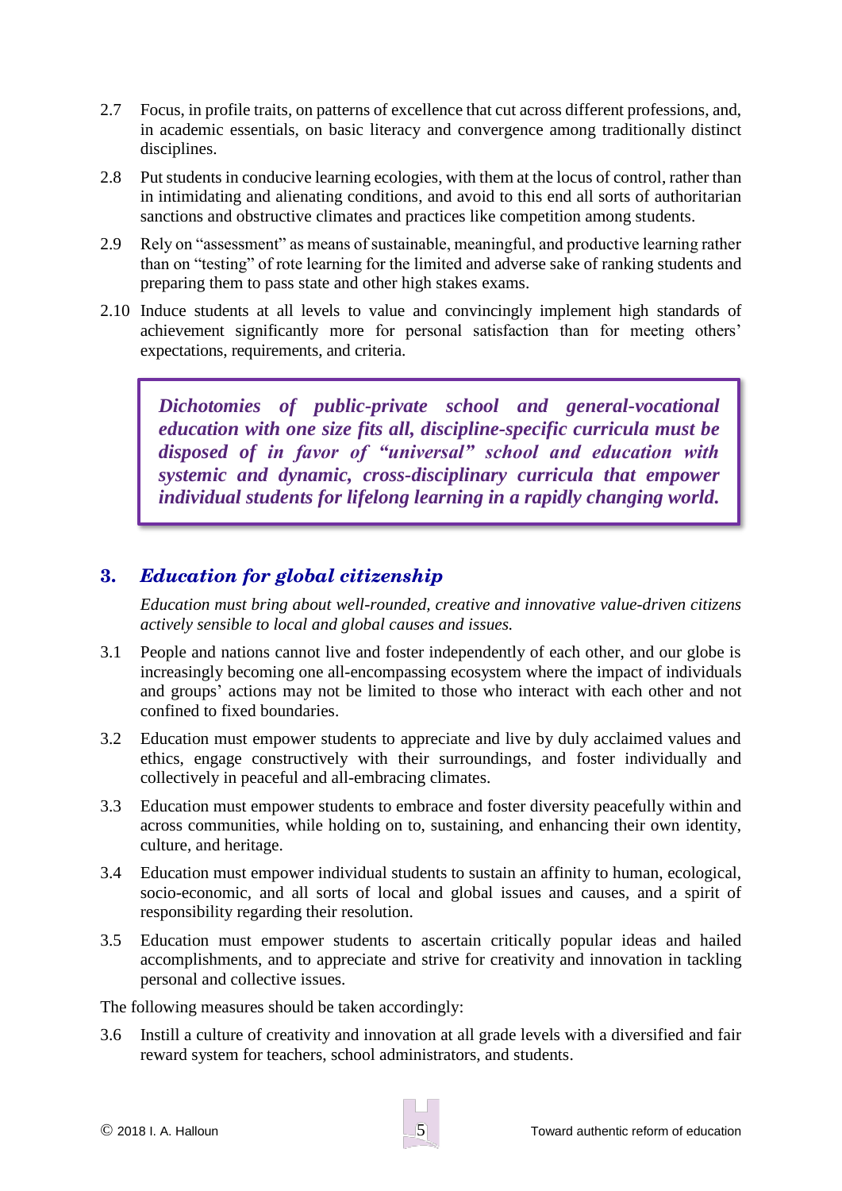2.7 Focus, in profile traits, on patterns of excellence that cut across different professions, and, in academic essentials, on basic literacy and convergence among traditionally distinct disciplines.

2.8 Put students in conducive learning ecologies, with them at the locus of control, rather than in intimidating and alienating conditions, and avoid to this end all sorts of authoritarian sanctions and obstructive climates and practices like competition among students.

2.9 Rely on "assessment" as means of sustainable, meaningful, and productive learning rather than on "testing" of rote learning for the limited and adverse sake of ranking students and preparing them to pass state and other high stakes exams.

2.10 Induce students at all levels to value and convincingly implement high standards of achievement significantly more for personal satisfaction than for meeting others' expectations, requirements, and criteria.

> ***Dichotomies of public-private school and general-vocational education with one size fits all, discipline-specific curricula must be disposed of in favor of "universal" school and education with systemic and dynamic, cross-disciplinary curricula that empower individual students for lifelong learning in a rapidly changing world.***

## 3. *Education for global citizenship*

*Education must bring about well-rounded, creative and innovative value-driven citizens actively sensible to local and global causes and issues.*

3.1 People and nations cannot live and foster independently of each other, and our globe is increasingly becoming one all-encompassing ecosystem where the impact of individuals and groups' actions may not be limited to those who interact with each other and not confined to fixed boundaries.

3.2 Education must empower students to appreciate and live by duly acclaimed values and ethics, engage constructively with their surroundings, and foster individually and collectively in peaceful and all-embracing climates.

3.3 Education must empower students to embrace and foster diversity peacefully within and across communities, while holding on to, sustaining, and enhancing their own identity, culture, and heritage.

3.4 Education must empower individual students to sustain an affinity to human, ecological, socio-economic, and all sorts of local and global issues and causes, and a spirit of responsibility regarding their resolution.

3.5 Education must empower students to ascertain critically popular ideas and hailed accomplishments, and to appreciate and strive for creativity and innovation in tackling personal and collective issues.

The following measures should be taken accordingly:

3.6 Instill a culture of creativity and innovation at all grade levels with a diversified and fair reward system for teachers, school administrators, and students.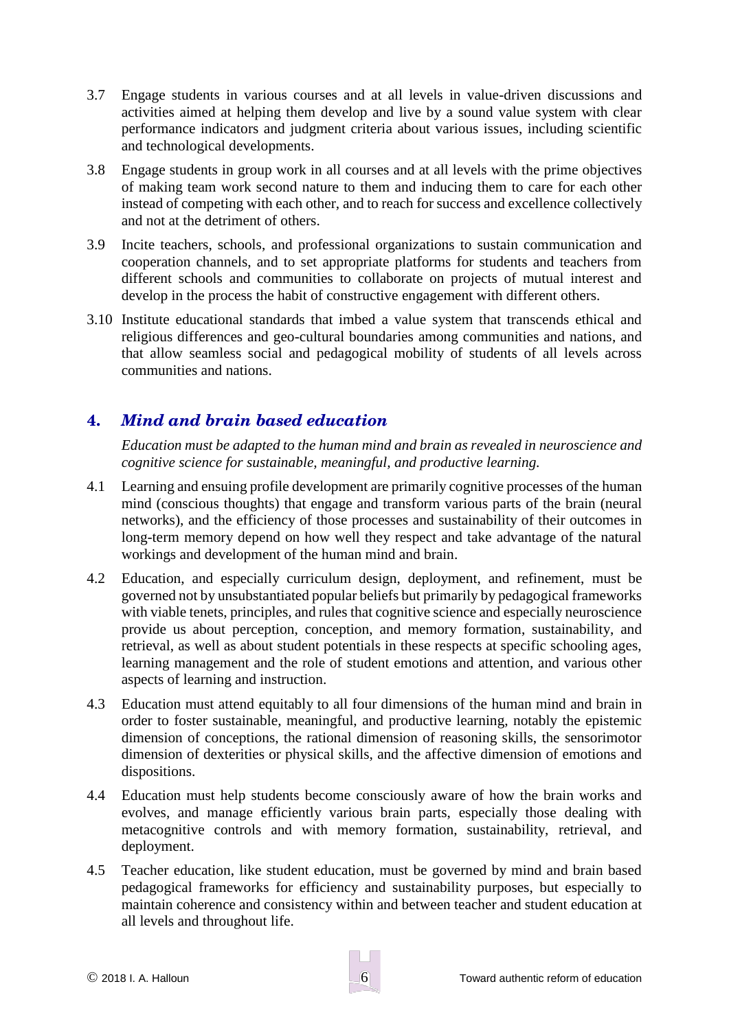3.7 Engage students in various courses and at all levels in value-driven discussions and activities aimed at helping them develop and live by a sound value system with clear performance indicators and judgment criteria about various issues, including scientific and technological developments.

3.8 Engage students in group work in all courses and at all levels with the prime objectives of making team work second nature to them and inducing them to care for each other instead of competing with each other, and to reach for success and excellence collectively and not at the detriment of others.

3.9 Incite teachers, schools, and professional organizations to sustain communication and cooperation channels, and to set appropriate platforms for students and teachers from different schools and communities to collaborate on projects of mutual interest and develop in the process the habit of constructive engagement with different others.

3.10 Institute educational standards that imbed a value system that transcends ethical and religious differences and geo-cultural boundaries among communities and nations, and that allow seamless social and pedagogical mobility of students of all levels across communities and nations.

## 4. *Mind and brain based education*

*Education must be adapted to the human mind and brain as revealed in neuroscience and cognitive science for sustainable, meaningful, and productive learning.*

4.1 Learning and ensuing profile development are primarily cognitive processes of the human mind (conscious thoughts) that engage and transform various parts of the brain (neural networks), and the efficiency of those processes and sustainability of their outcomes in long-term memory depend on how well they respect and take advantage of the natural workings and development of the human mind and brain.

4.2 Education, and especially curriculum design, deployment, and refinement, must be governed not by unsubstantiated popular beliefs but primarily by pedagogical frameworks with viable tenets, principles, and rules that cognitive science and especially neuroscience provide us about perception, conception, and memory formation, sustainability, and retrieval, as well as about student potentials in these respects at specific schooling ages, learning management and the role of student emotions and attention, and various other aspects of learning and instruction.

4.3 Education must attend equitably to all four dimensions of the human mind and brain in order to foster sustainable, meaningful, and productive learning, notably the epistemic dimension of conceptions, the rational dimension of reasoning skills, the sensorimotor dimension of dexterities or physical skills, and the affective dimension of emotions and dispositions.

4.4 Education must help students become consciously aware of how the brain works and evolves, and manage efficiently various brain parts, especially those dealing with metacognitive controls and with memory formation, sustainability, retrieval, and deployment.

4.5 Teacher education, like student education, must be governed by mind and brain based pedagogical frameworks for efficiency and sustainability purposes, but especially to maintain coherence and consistency within and between teacher and student education at all levels and throughout life.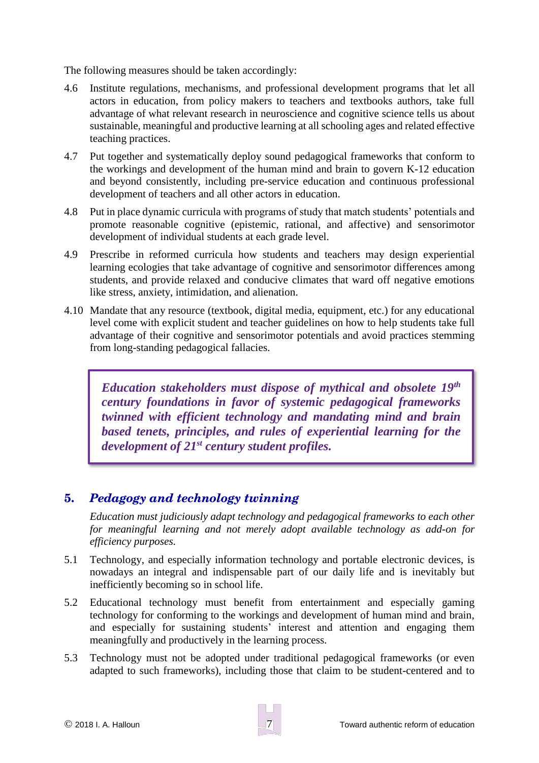The following measures should be taken accordingly:

4.6 Institute regulations, mechanisms, and professional development programs that let all actors in education, from policy makers to teachers and textbooks authors, take full advantage of what relevant research in neuroscience and cognitive science tells us about sustainable, meaningful and productive learning at all schooling ages and related effective teaching practices.

4.7 Put together and systematically deploy sound pedagogical frameworks that conform to the workings and development of the human mind and brain to govern K-12 education and beyond consistently, including pre-service education and continuous professional development of teachers and all other actors in education.

4.8 Put in place dynamic curricula with programs of study that match students' potentials and promote reasonable cognitive (epistemic, rational, and affective) and sensorimotor development of individual students at each grade level.

4.9 Prescribe in reformed curricula how students and teachers may design experiential learning ecologies that take advantage of cognitive and sensorimotor differences among students, and provide relaxed and conducive climates that ward off negative emotions like stress, anxiety, intimidation, and alienation.

4.10 Mandate that any resource (textbook, digital media, equipment, etc.) for any educational level come with explicit student and teacher guidelines on how to help students take full advantage of their cognitive and sensorimotor potentials and avoid practices stemming from long-standing pedagogical fallacies.

> ***Education stakeholders must dispose of mythical and obsolete 19th century foundations in favor of systemic pedagogical frameworks twinned with efficient technology and mandating mind and brain based tenets, principles, and rules of experiential learning for the development of 21st century student profiles.***

## 5. *Pedagogy and technology twinning*

*Education must judiciously adapt technology and pedagogical frameworks to each other for meaningful learning and not merely adopt available technology as add-on for efficiency purposes.*

5.1 Technology, and especially information technology and portable electronic devices, is nowadays an integral and indispensable part of our daily life and is inevitably but inefficiently becoming so in school life.

5.2 Educational technology must benefit from entertainment and especially gaming technology for conforming to the workings and development of human mind and brain, and especially for sustaining students' interest and attention and engaging them meaningfully and productively in the learning process.

5.3 Technology must not be adopted under traditional pedagogical frameworks (or even adapted to such frameworks), including those that claim to be student-centered and to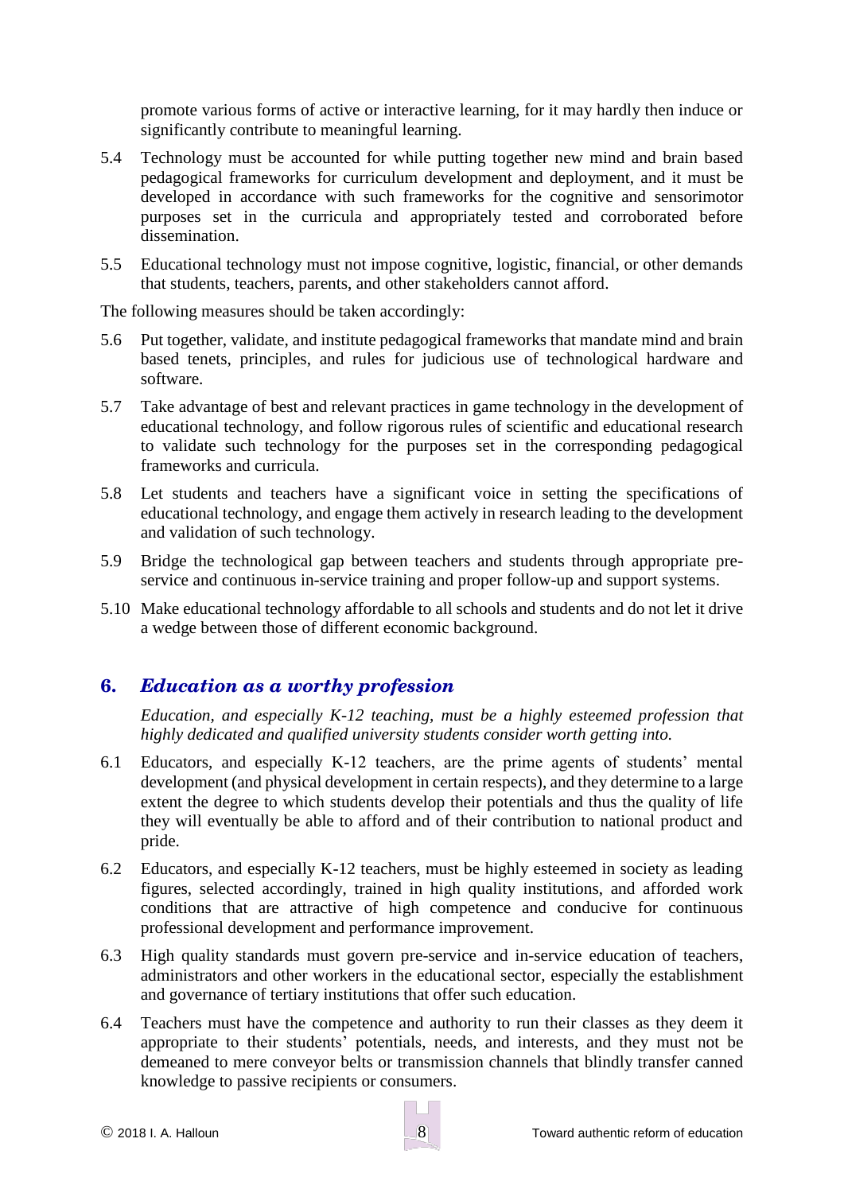promote various forms of active or interactive learning, for it may hardly then induce or significantly contribute to meaningful learning.

5.4 Technology must be accounted for while putting together new mind and brain based pedagogical frameworks for curriculum development and deployment, and it must be developed in accordance with such frameworks for the cognitive and sensorimotor purposes set in the curricula and appropriately tested and corroborated before dissemination.

5.5 Educational technology must not impose cognitive, logistic, financial, or other demands that students, teachers, parents, and other stakeholders cannot afford.

The following measures should be taken accordingly:

5.6 Put together, validate, and institute pedagogical frameworks that mandate mind and brain based tenets, principles, and rules for judicious use of technological hardware and software.

5.7 Take advantage of best and relevant practices in game technology in the development of educational technology, and follow rigorous rules of scientific and educational research to validate such technology for the purposes set in the corresponding pedagogical frameworks and curricula.

5.8 Let students and teachers have a significant voice in setting the specifications of educational technology, and engage them actively in research leading to the development and validation of such technology.

5.9 Bridge the technological gap between teachers and students through appropriate pre-service and continuous in-service training and proper follow-up and support systems.

5.10 Make educational technology affordable to all schools and students and do not let it drive a wedge between those of different economic background.

## 6. *Education as a worthy profession*

*Education, and especially K-12 teaching, must be a highly esteemed profession that highly dedicated and qualified university students consider worth getting into.*

6.1 Educators, and especially K-12 teachers, are the prime agents of students' mental development (and physical development in certain respects), and they determine to a large extent the degree to which students develop their potentials and thus the quality of life they will eventually be able to afford and of their contribution to national product and pride.

6.2 Educators, and especially K-12 teachers, must be highly esteemed in society as leading figures, selected accordingly, trained in high quality institutions, and afforded work conditions that are attractive of high competence and conducive for continuous professional development and performance improvement.

6.3 High quality standards must govern pre-service and in-service education of teachers, administrators and other workers in the educational sector, especially the establishment and governance of tertiary institutions that offer such education.

6.4 Teachers must have the competence and authority to run their classes as they deem it appropriate to their students' potentials, needs, and interests, and they must not be demeaned to mere conveyor belts or transmission channels that blindly transfer canned knowledge to passive recipients or consumers.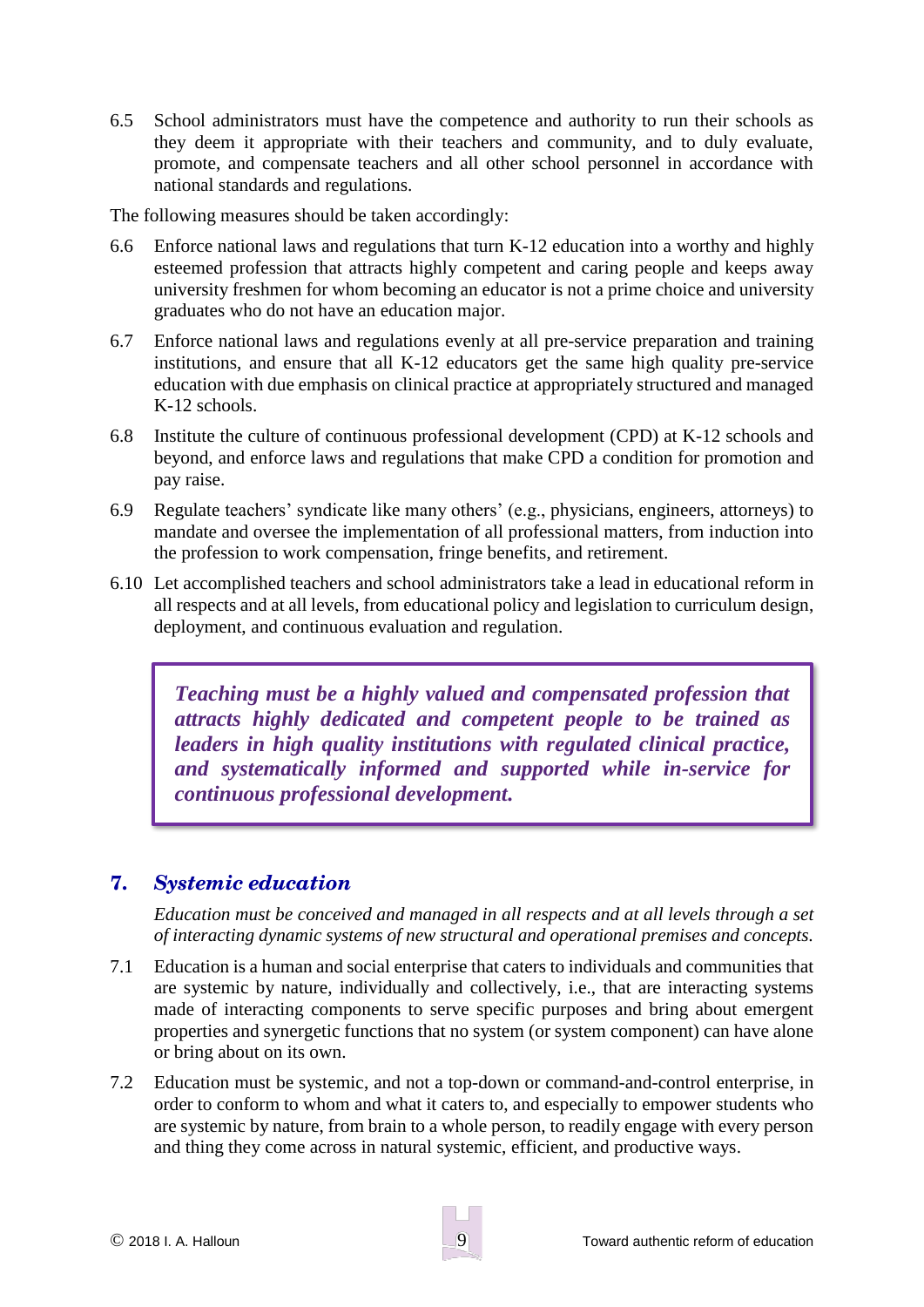6.5 School administrators must have the competence and authority to run their schools as they deem it appropriate with their teachers and community, and to duly evaluate, promote, and compensate teachers and all other school personnel in accordance with national standards and regulations.

The following measures should be taken accordingly:

6.6 Enforce national laws and regulations that turn K-12 education into a worthy and highly esteemed profession that attracts highly competent and caring people and keeps away university freshmen for whom becoming an educator is not a prime choice and university graduates who do not have an education major.

6.7 Enforce national laws and regulations evenly at all pre-service preparation and training institutions, and ensure that all K-12 educators get the same high quality pre-service education with due emphasis on clinical practice at appropriately structured and managed K-12 schools.

6.8 Institute the culture of continuous professional development (CPD) at K-12 schools and beyond, and enforce laws and regulations that make CPD a condition for promotion and pay raise.

6.9 Regulate teachers' syndicate like many others' (e.g., physicians, engineers, attorneys) to mandate and oversee the implementation of all professional matters, from induction into the profession to work compensation, fringe benefits, and retirement.

6.10 Let accomplished teachers and school administrators take a lead in educational reform in all respects and at all levels, from educational policy and legislation to curriculum design, deployment, and continuous evaluation and regulation.

> ***Teaching must be a highly valued and compensated profession that attracts highly dedicated and competent people to be trained as leaders in high quality institutions with regulated clinical practice, and systematically informed and supported while in-service for continuous professional development.***

## 7. *Systemic education*

*Education must be conceived and managed in all respects and at all levels through a set of interacting dynamic systems of new structural and operational premises and concepts.*

7.1 Education is a human and social enterprise that caters to individuals and communities that are systemic by nature, individually and collectively, i.e., that are interacting systems made of interacting components to serve specific purposes and bring about emergent properties and synergetic functions that no system (or system component) can have alone or bring about on its own.

7.2 Education must be systemic, and not a top-down or command-and-control enterprise, in order to conform to whom and what it caters to, and especially to empower students who are systemic by nature, from brain to a whole person, to readily engage with every person and thing they come across in natural systemic, efficient, and productive ways.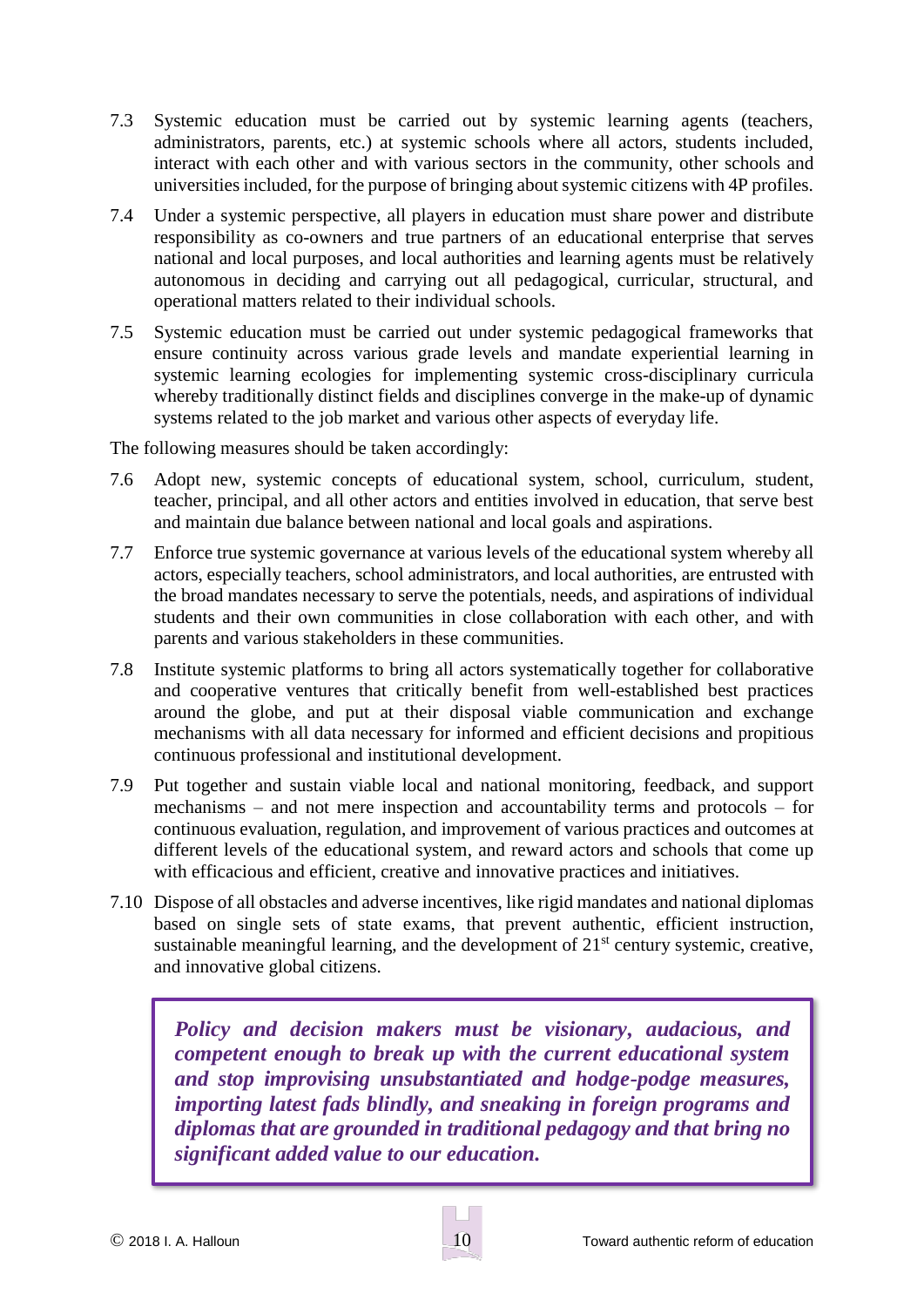7.3 Systemic education must be carried out by systemic learning agents (teachers, administrators, parents, etc.) at systemic schools where all actors, students included, interact with each other and with various sectors in the community, other schools and universities included, for the purpose of bringing about systemic citizens with 4P profiles.

7.4 Under a systemic perspective, all players in education must share power and distribute responsibility as co-owners and true partners of an educational enterprise that serves national and local purposes, and local authorities and learning agents must be relatively autonomous in deciding and carrying out all pedagogical, curricular, structural, and operational matters related to their individual schools.

7.5 Systemic education must be carried out under systemic pedagogical frameworks that ensure continuity across various grade levels and mandate experiential learning in systemic learning ecologies for implementing systemic cross-disciplinary curricula whereby traditionally distinct fields and disciplines converge in the make-up of dynamic systems related to the job market and various other aspects of everyday life.

The following measures should be taken accordingly:

7.6 Adopt new, systemic concepts of educational system, school, curriculum, student, teacher, principal, and all other actors and entities involved in education, that serve best and maintain due balance between national and local goals and aspirations.

7.7 Enforce true systemic governance at various levels of the educational system whereby all actors, especially teachers, school administrators, and local authorities, are entrusted with the broad mandates necessary to serve the potentials, needs, and aspirations of individual students and their own communities in close collaboration with each other, and with parents and various stakeholders in these communities.

7.8 Institute systemic platforms to bring all actors systematically together for collaborative and cooperative ventures that critically benefit from well-established best practices around the globe, and put at their disposal viable communication and exchange mechanisms with all data necessary for informed and efficient decisions and propitious continuous professional and institutional development.

7.9 Put together and sustain viable local and national monitoring, feedback, and support mechanisms – and not mere inspection and accountability terms and protocols – for continuous evaluation, regulation, and improvement of various practices and outcomes at different levels of the educational system, and reward actors and schools that come up with efficacious and efficient, creative and innovative practices and initiatives.

7.10 Dispose of all obstacles and adverse incentives, like rigid mandates and national diplomas based on single sets of state exams, that prevent authentic, efficient instruction, sustainable meaningful learning, and the development of 21st century systemic, creative, and innovative global citizens.

> ***Policy and decision makers must be visionary, audacious, and competent enough to break up with the current educational system and stop improvising unsubstantiated and hodge-podge measures, importing latest fads blindly, and sneaking in foreign programs and diplomas that are grounded in traditional pedagogy and that bring no significant added value to our education.***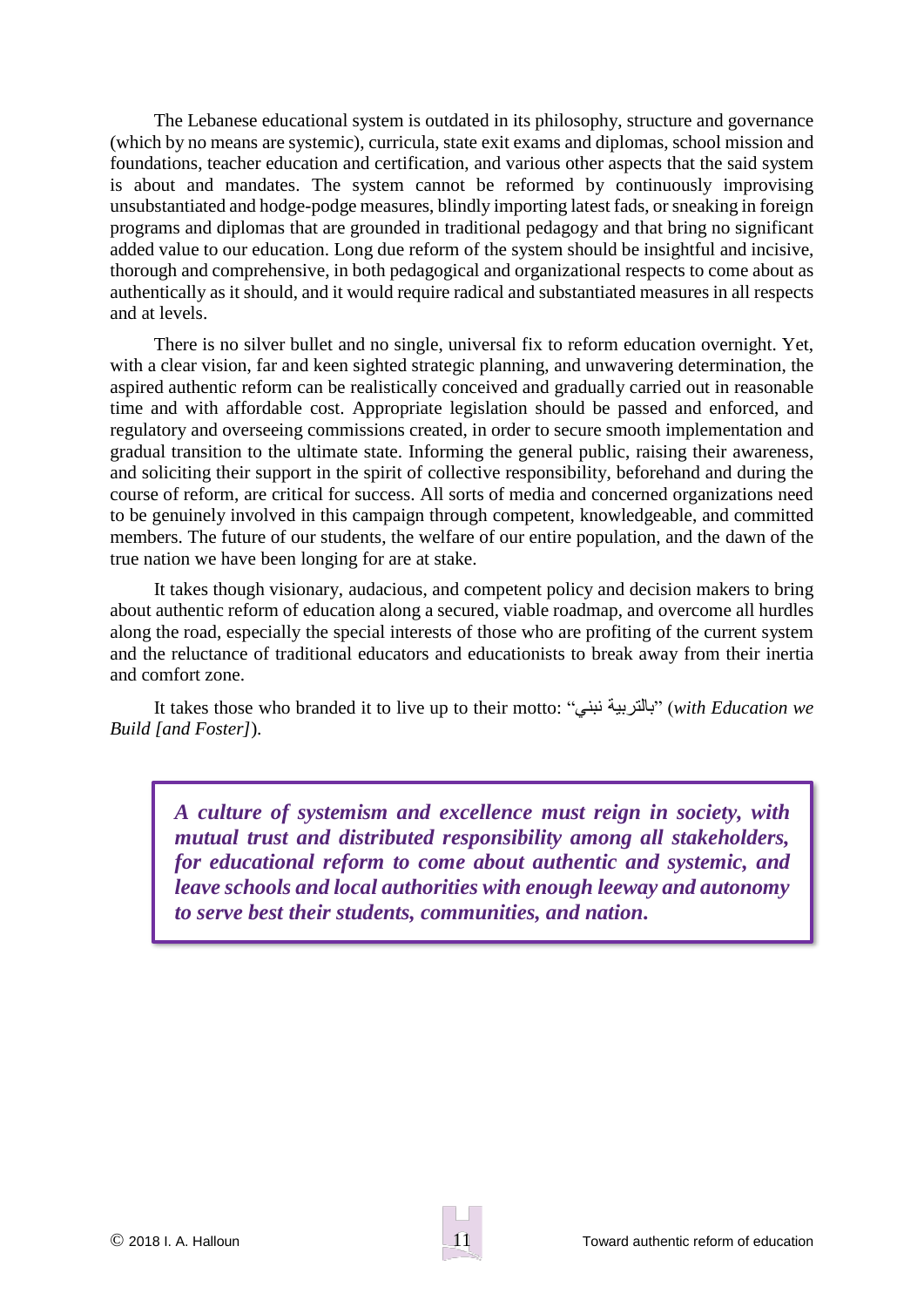The Lebanese educational system is outdated in its philosophy, structure and governance (which by no means are systemic), curricula, state exit exams and diplomas, school mission and foundations, teacher education and certification, and various other aspects that the said system is about and mandates. The system cannot be reformed by continuously improvising unsubstantiated and hodge-podge measures, blindly importing latest fads, or sneaking in foreign programs and diplomas that are grounded in traditional pedagogy and that bring no significant added value to our education. Long due reform of the system should be insightful and incisive, thorough and comprehensive, in both pedagogical and organizational respects to come about as authentically as it should, and it would require radical and substantiated measures in all respects and at levels.

There is no silver bullet and no single, universal fix to reform education overnight. Yet, with a clear vision, far and keen sighted strategic planning, and unwavering determination, the aspired authentic reform can be realistically conceived and gradually carried out in reasonable time and with affordable cost. Appropriate legislation should be passed and enforced, and regulatory and overseeing commissions created, in order to secure smooth implementation and gradual transition to the ultimate state. Informing the general public, raising their awareness, and soliciting their support in the spirit of collective responsibility, beforehand and during the course of reform, are critical for success. All sorts of media and concerned organizations need to be genuinely involved in this campaign through competent, knowledgeable, and committed members. The future of our students, the welfare of our entire population, and the dawn of the true nation we have been longing for are at stake.

It takes though visionary, audacious, and competent policy and decision makers to bring about authentic reform of education along a secured, viable roadmap, and overcome all hurdles along the road, especially the special interests of those who are profiting of the current system and the reluctance of traditional educators and educationists to break away from their inertia and comfort zone.

It takes those who branded it to live up to their motto: "بالتربية نبني" (*with Education we Build [and Foster]*).

> ***A culture of systemism and excellence must reign in society, with mutual trust and distributed responsibility among all stakeholders, for educational reform to come about authentic and systemic, and leave schools and local authorities with enough leeway and autonomy to serve best their students, communities, and nation.***